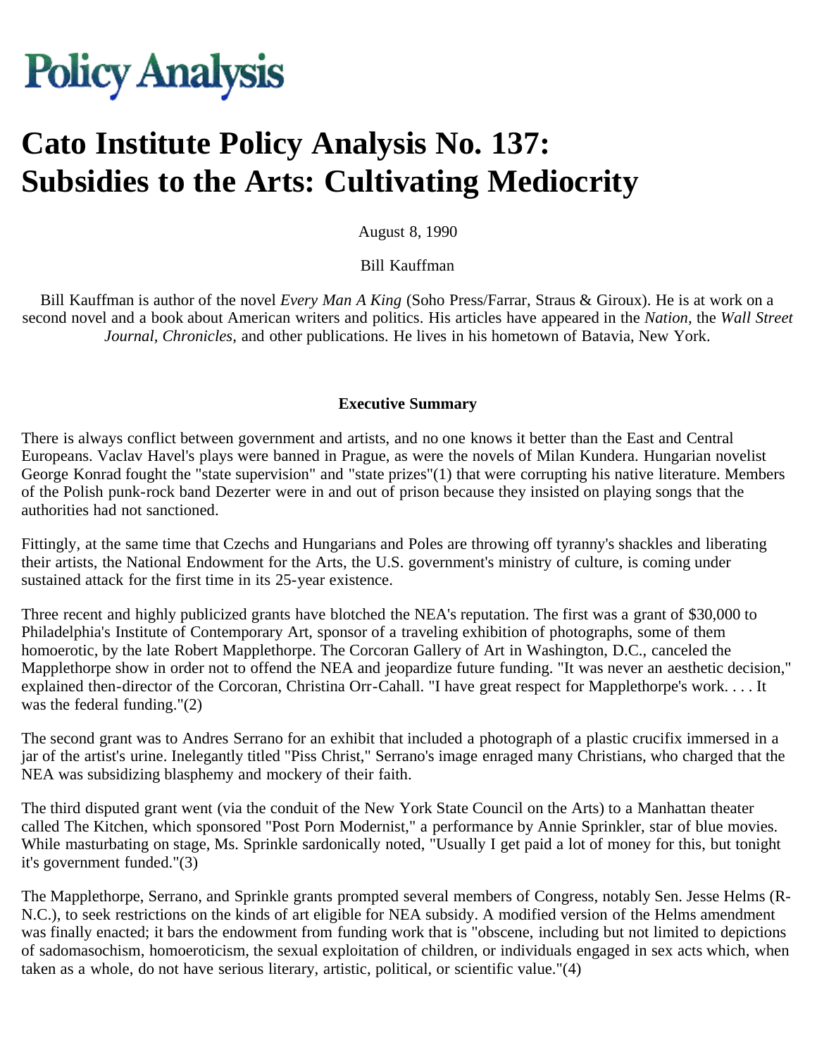# Policy Analysis

# Cato Institute Policy Analysis No. 137: Subsidies to the Arts: Cultivating Mediocrity

August 8, 1990

Bill Kauffman

Bill Kauffman is author of the novel *Every Man A King* (Soho Press/Farrar, Straus & Giroux). He is at work on a second novel and a book about American writers and politics. His articles have appeared in the *Nation,* the *Wall Street Journal*, *Chronicles,* and other publications. He lives in his hometown of Batavia, New York.

**Executive Summary**

There is always conflict between government and artists, and no one knows it better than the East and Central Europeans. Vaclav Havel's plays were banned in Prague, as were the novels of Milan Kundera. Hungarian novelist George Konrad fought the "state supervision" and "state prizes"(1) that were corrupting his native literature. Members of the Polish punk-rock band Dezerter were in and out of prison because they insisted on playing songs that the authorities had not sanctioned.

Fittingly, at the same time that Czechs and Hungarians and Poles are throwing off tyranny's shackles and liberating their artists, the National Endowment for the Arts, the U.S. government's ministry of culture, is coming under sustained attack for the first time in its 25-year existence.

Three recent and highly publicized grants have blotched the NEA's reputation. The first was a grant of $30,000 to Philadelphia's Institute of Contemporary Art, sponsor of a traveling exhibition of photographs, some of them homoerotic, by the late Robert Mapplethorpe. The Corcoran Gallery of Art in Washington, D.C., canceled the Mapplethorpe show in order not to offend the NEA and jeopardize future funding. "It was never an aesthetic decision," explained then-director of the Corcoran, Christina Orr-Cahall. "I have great respect for Mapplethorpe's work. . . . It was the federal funding."(2)

The second grant was to Andres Serrano for an exhibit that included a photograph of a plastic crucifix immersed in a jar of the artist's urine. Inelegantly titled "Piss Christ," Serrano's image enraged many Christians, who charged that the NEA was subsidizing blasphemy and mockery of their faith.

The third disputed grant went (via the conduit of the New York State Council on the Arts) to a Manhattan theater called The Kitchen, which sponsored "Post Porn Modernist," a performance by Annie Sprinkler, star of blue movies. While masturbating on stage, Ms. Sprinkler sardonically noted, "Usually I get paid a lot of money for this, but tonight it's government funded."(3)

The Mapplethorpe, Serrano, and Sprinkle grants prompted several members of Congress, notably Sen. Jesse Helms (R-N.C.), to seek restrictions on the kinds of art eligible for NEA subsidy. A modified version of the Helms amendment was finally enacted; it bars the endowment from funding work that is "obscene, including but not limited to depictions of sadomasochism, homoeroticism, the sexual exploitation of children, or individuals engaged in sex acts which, when taken as a whole, do not have serious literary, artistic, political, or scientific value."(4)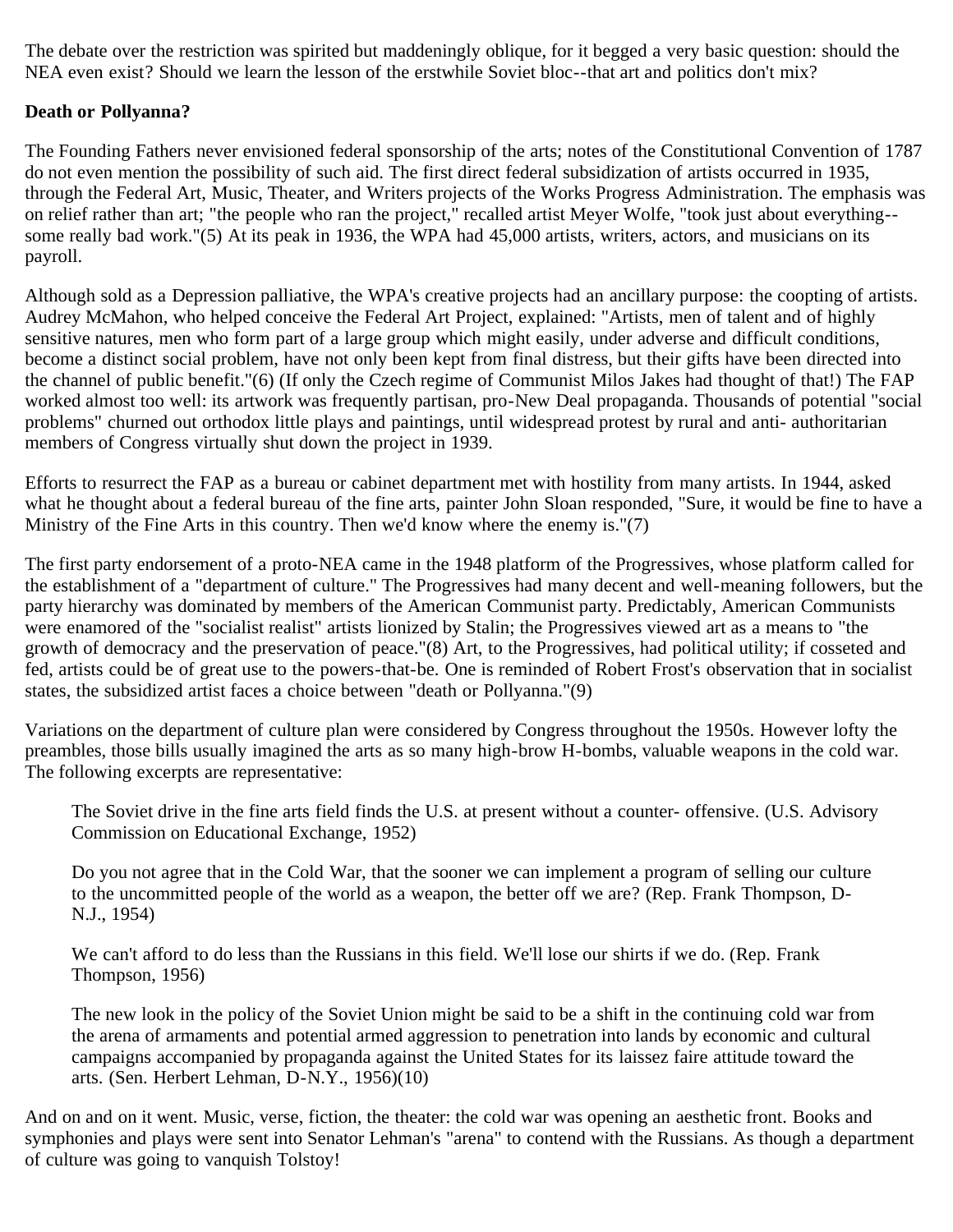The debate over the restriction was spirited but maddeningly oblique, for it begged a very basic question: should the NEA even exist? Should we learn the lesson of the erstwhile Soviet bloc--that art and politics don't mix?

**Death or Pollyanna?**

The Founding Fathers never envisioned federal sponsorship of the arts; notes of the Constitutional Convention of 1787 do not even mention the possibility of such aid. The first direct federal subsidization of artists occurred in 1935, through the Federal Art, Music, Theater, and Writers projects of the Works Progress Administration. The emphasis was on relief rather than art; "the people who ran the project," recalled artist Meyer Wolfe, "took just about everything--some really bad work."(5) At its peak in 1936, the WPA had 45,000 artists, writers, actors, and musicians on its payroll.

Although sold as a Depression palliative, the WPA's creative projects had an ancillary purpose: the coopting of artists. Audrey McMahon, who helped conceive the Federal Art Project, explained: "Artists, men of talent and of highly sensitive natures, men who form part of a large group which might easily, under adverse and difficult conditions, become a distinct social problem, have not only been kept from final distress, but their gifts have been directed into the channel of public benefit."(6) (If only the Czech regime of Communist Milos Jakes had thought of that!) The FAP worked almost too well: its artwork was frequently partisan, pro-New Deal propaganda. Thousands of potential "social problems" churned out orthodox little plays and paintings, until widespread protest by rural and anti- authoritarian members of Congress virtually shut down the project in 1939.

Efforts to resurrect the FAP as a bureau or cabinet department met with hostility from many artists. In 1944, asked what he thought about a federal bureau of the fine arts, painter John Sloan responded, "Sure, it would be fine to have a Ministry of the Fine Arts in this country. Then we'd know where the enemy is."(7)

The first party endorsement of a proto-NEA came in the 1948 platform of the Progressives, whose platform called for the establishment of a "department of culture." The Progressives had many decent and well-meaning followers, but the party hierarchy was dominated by members of the American Communist party. Predictably, American Communists were enamored of the "socialist realist" artists lionized by Stalin; the Progressives viewed art as a means to "the growth of democracy and the preservation of peace."(8) Art, to the Progressives, had political utility; if cosseted and fed, artists could be of great use to the powers-that-be. One is reminded of Robert Frost's observation that in socialist states, the subsidized artist faces a choice between "death or Pollyanna."(9)

Variations on the department of culture plan were considered by Congress throughout the 1950s. However lofty the preambles, those bills usually imagined the arts as so many high-brow H-bombs, valuable weapons in the cold war. The following excerpts are representative:

> The Soviet drive in the fine arts field finds the U.S. at present without a counter- offensive. (U.S. Advisory Commission on Educational Exchange, 1952)
>
> Do you not agree that in the Cold War, that the sooner we can implement a program of selling our culture to the uncommitted people of the world as a weapon, the better off we are? (Rep. Frank Thompson, D-N.J., 1954)
>
> We can't afford to do less than the Russians in this field. We'll lose our shirts if we do. (Rep. Frank Thompson, 1956)
>
> The new look in the policy of the Soviet Union might be said to be a shift in the continuing cold war from the arena of armaments and potential armed aggression to penetration into lands by economic and cultural campaigns accompanied by propaganda against the United States for its laissez faire attitude toward the arts. (Sen. Herbert Lehman, D-N.Y., 1956)(10)

And on and on it went. Music, verse, fiction, the theater: the cold war was opening an aesthetic front. Books and symphonies and plays were sent into Senator Lehman's "arena" to contend with the Russians. As though a department of culture was going to vanquish Tolstoy!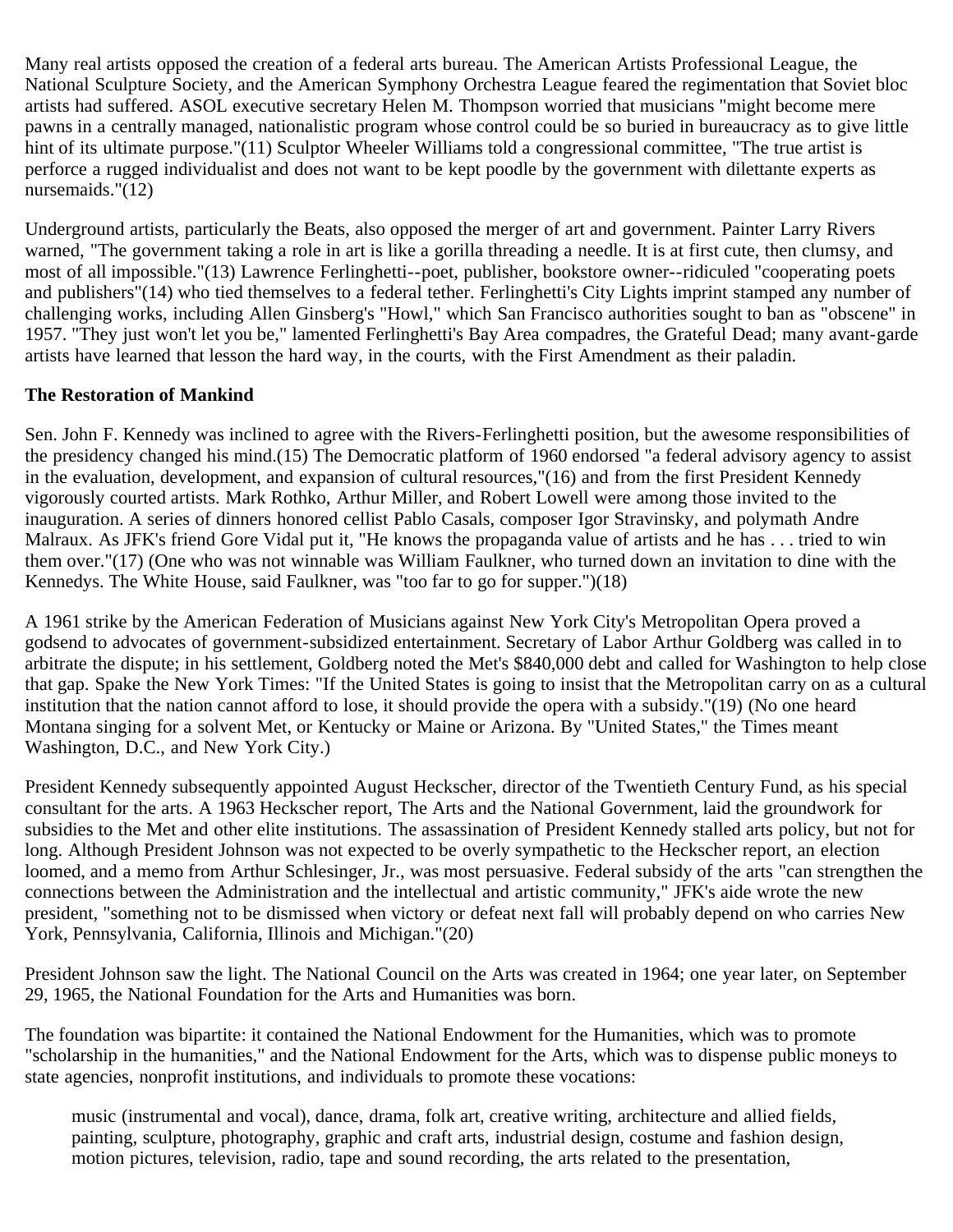Many real artists opposed the creation of a federal arts bureau. The American Artists Professional League, the National Sculpture Society, and the American Symphony Orchestra League feared the regimentation that Soviet bloc artists had suffered. ASOL executive secretary Helen M. Thompson worried that musicians "might become mere pawns in a centrally managed, nationalistic program whose control could be so buried in bureaucracy as to give little hint of its ultimate purpose."(11) Sculptor Wheeler Williams told a congressional committee, "The true artist is perforce a rugged individualist and does not want to be kept poodle by the government with dilettante experts as nursemaids."(12)

Underground artists, particularly the Beats, also opposed the merger of art and government. Painter Larry Rivers warned, "The government taking a role in art is like a gorilla threading a needle. It is at first cute, then clumsy, and most of all impossible."(13) Lawrence Ferlinghetti--poet, publisher, bookstore owner--ridiculed "cooperating poets and publishers"(14) who tied themselves to a federal tether. Ferlinghetti's City Lights imprint stamped any number of challenging works, including Allen Ginsberg's "Howl," which San Francisco authorities sought to ban as "obscene" in 1957. "They just won't let you be," lamented Ferlinghetti's Bay Area compadres, the Grateful Dead; many avant-garde artists have learned that lesson the hard way, in the courts, with the First Amendment as their paladin.

**The Restoration of Mankind**

Sen. John F. Kennedy was inclined to agree with the Rivers-Ferlinghetti position, but the awesome responsibilities of the presidency changed his mind.(15) The Democratic platform of 1960 endorsed "a federal advisory agency to assist in the evaluation, development, and expansion of cultural resources,"(16) and from the first President Kennedy vigorously courted artists. Mark Rothko, Arthur Miller, and Robert Lowell were among those invited to the inauguration. A series of dinners honored cellist Pablo Casals, composer Igor Stravinsky, and polymath Andre Malraux. As JFK's friend Gore Vidal put it, "He knows the propaganda value of artists and he has . . . tried to win them over."(17) (One who was not winnable was William Faulkner, who turned down an invitation to dine with the Kennedys. The White House, said Faulkner, was "too far to go for supper.")(18)

A 1961 strike by the American Federation of Musicians against New York City's Metropolitan Opera proved a godsend to advocates of government-subsidized entertainment. Secretary of Labor Arthur Goldberg was called in to arbitrate the dispute; in his settlement, Goldberg noted the Met's $840,000 debt and called for Washington to help close that gap. Spake the New York Times: "If the United States is going to insist that the Metropolitan carry on as a cultural institution that the nation cannot afford to lose, it should provide the opera with a subsidy."(19) (No one heard Montana singing for a solvent Met, or Kentucky or Maine or Arizona. By "United States," the Times meant Washington, D.C., and New York City.)

President Kennedy subsequently appointed August Heckscher, director of the Twentieth Century Fund, as his special consultant for the arts. A 1963 Heckscher report, The Arts and the National Government, laid the groundwork for subsidies to the Met and other elite institutions. The assassination of President Kennedy stalled arts policy, but not for long. Although President Johnson was not expected to be overly sympathetic to the Heckscher report, an election loomed, and a memo from Arthur Schlesinger, Jr., was most persuasive. Federal subsidy of the arts "can strengthen the connections between the Administration and the intellectual and artistic community," JFK's aide wrote the new president, "something not to be dismissed when victory or defeat next fall will probably depend on who carries New York, Pennsylvania, California, Illinois and Michigan."(20)

President Johnson saw the light. The National Council on the Arts was created in 1964; one year later, on September 29, 1965, the National Foundation for the Arts and Humanities was born.

The foundation was bipartite: it contained the National Endowment for the Humanities, which was to promote "scholarship in the humanities," and the National Endowment for the Arts, which was to dispense public moneys to state agencies, nonprofit institutions, and individuals to promote these vocations:

> music (instrumental and vocal), dance, drama, folk art, creative writing, architecture and allied fields, painting, sculpture, photography, graphic and craft arts, industrial design, costume and fashion design, motion pictures, television, radio, tape and sound recording, the arts related to the presentation,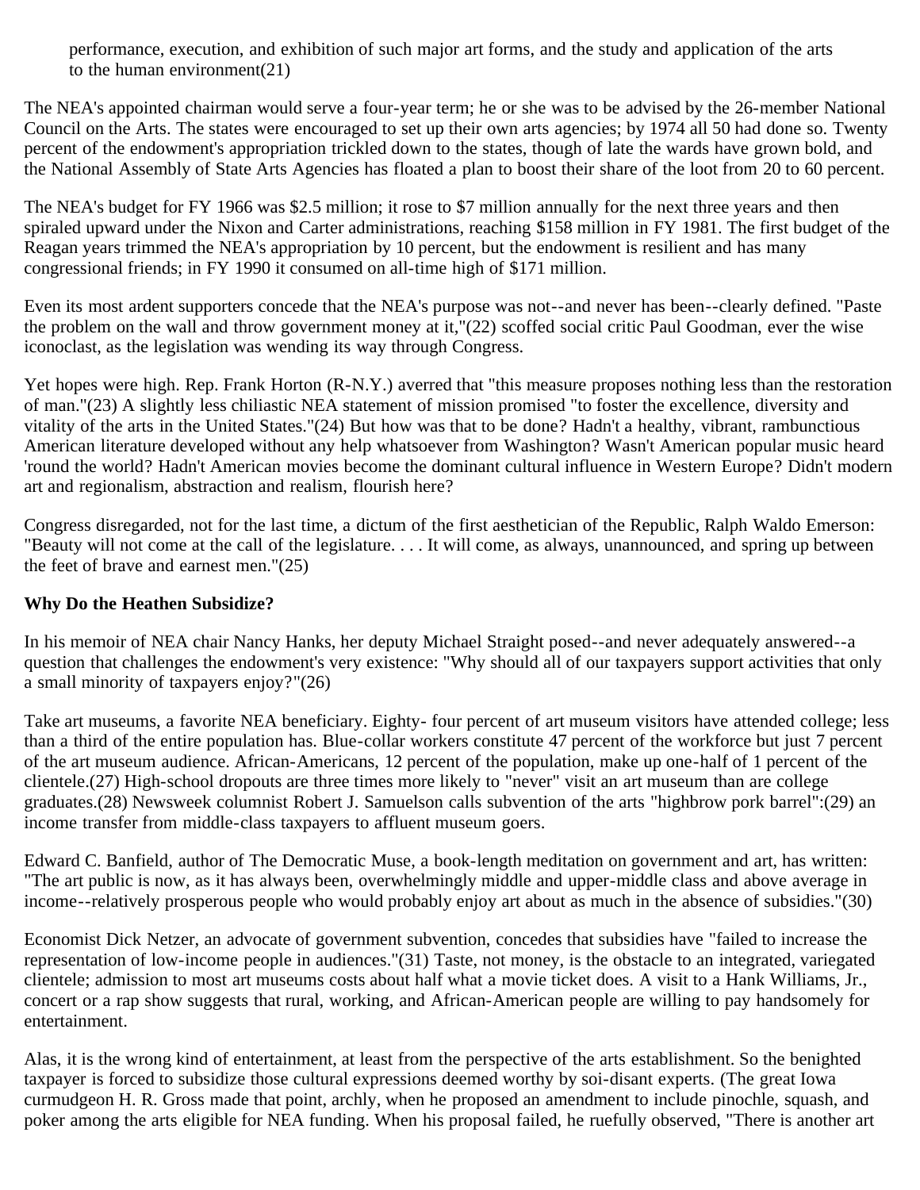performance, execution, and exhibition of such major art forms, and the study and application of the arts to the human environment(21)

The NEA's appointed chairman would serve a four-year term; he or she was to be advised by the 26-member National Council on the Arts. The states were encouraged to set up their own arts agencies; by 1974 all 50 had done so. Twenty percent of the endowment's appropriation trickled down to the states, though of late the wards have grown bold, and the National Assembly of State Arts Agencies has floated a plan to boost their share of the loot from 20 to 60 percent.

The NEA's budget for FY 1966 was $2.5 million; it rose to $7 million annually for the next three years and then spiraled upward under the Nixon and Carter administrations, reaching $158 million in FY 1981. The first budget of the Reagan years trimmed the NEA's appropriation by 10 percent, but the endowment is resilient and has many congressional friends; in FY 1990 it consumed on all-time high of $171 million.

Even its most ardent supporters concede that the NEA's purpose was not--and never has been--clearly defined. "Paste the problem on the wall and throw government money at it,"(22) scoffed social critic Paul Goodman, ever the wise iconoclast, as the legislation was wending its way through Congress.

Yet hopes were high. Rep. Frank Horton (R-N.Y.) averred that "this measure proposes nothing less than the restoration of man."(23) A slightly less chiliastic NEA statement of mission promised "to foster the excellence, diversity and vitality of the arts in the United States."(24) But how was that to be done? Hadn't a healthy, vibrant, rambunctious American literature developed without any help whatsoever from Washington? Wasn't American popular music heard 'round the world? Hadn't American movies become the dominant cultural influence in Western Europe? Didn't modern art and regionalism, abstraction and realism, flourish here?

Congress disregarded, not for the last time, a dictum of the first aesthetician of the Republic, Ralph Waldo Emerson: "Beauty will not come at the call of the legislature. . . . It will come, as always, unannounced, and spring up between the feet of brave and earnest men."(25)

**Why Do the Heathen Subsidize?**

In his memoir of NEA chair Nancy Hanks, her deputy Michael Straight posed--and never adequately answered--a question that challenges the endowment's very existence: "Why should all of our taxpayers support activities that only a small minority of taxpayers enjoy?"(26)

Take art museums, a favorite NEA beneficiary. Eighty- four percent of art museum visitors have attended college; less than a third of the entire population has. Blue-collar workers constitute 47 percent of the workforce but just 7 percent of the art museum audience. African-Americans, 12 percent of the population, make up one-half of 1 percent of the clientele.(27) High-school dropouts are three times more likely to "never" visit an art museum than are college graduates.(28) Newsweek columnist Robert J. Samuelson calls subvention of the arts "highbrow pork barrel":(29) an income transfer from middle-class taxpayers to affluent museum goers.

Edward C. Banfield, author of The Democratic Muse, a book-length meditation on government and art, has written: "The art public is now, as it has always been, overwhelmingly middle and upper-middle class and above average in income--relatively prosperous people who would probably enjoy art about as much in the absence of subsidies."(30)

Economist Dick Netzer, an advocate of government subvention, concedes that subsidies have "failed to increase the representation of low-income people in audiences."(31) Taste, not money, is the obstacle to an integrated, variegated clientele; admission to most art museums costs about half what a movie ticket does. A visit to a Hank Williams, Jr., concert or a rap show suggests that rural, working, and African-American people are willing to pay handsomely for entertainment.

Alas, it is the wrong kind of entertainment, at least from the perspective of the arts establishment. So the benighted taxpayer is forced to subsidize those cultural expressions deemed worthy by soi-disant experts. (The great Iowa curmudgeon H. R. Gross made that point, archly, when he proposed an amendment to include pinochle, squash, and poker among the arts eligible for NEA funding. When his proposal failed, he ruefully observed, "There is another art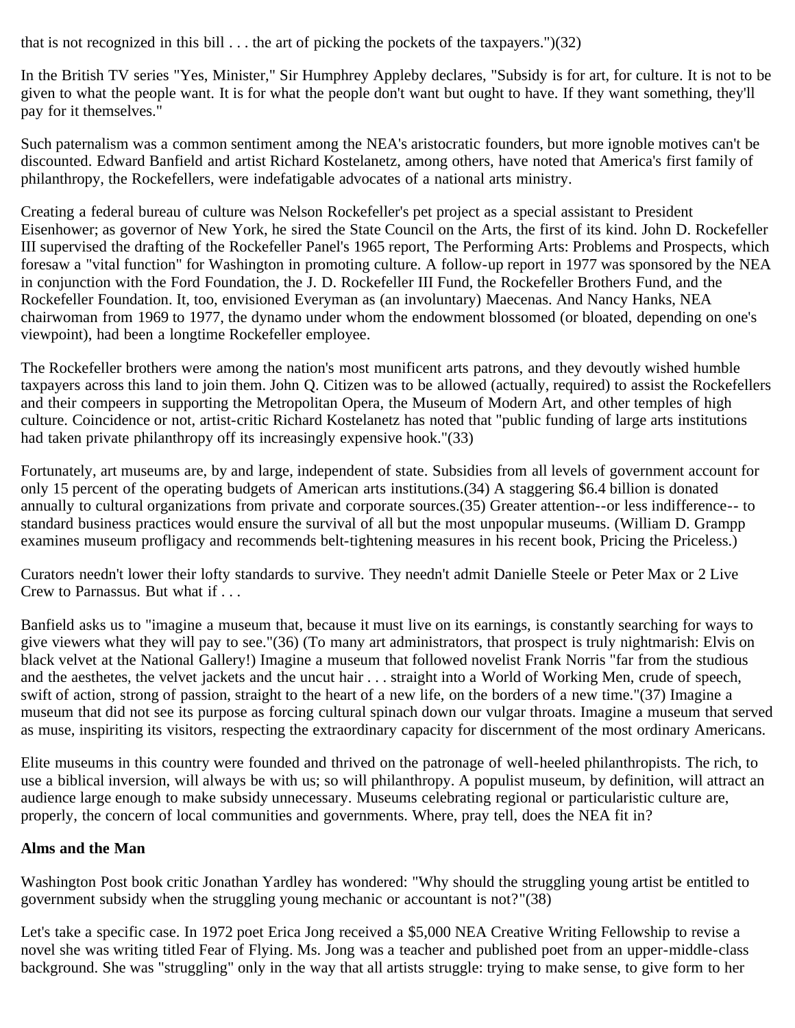that is not recognized in this bill . . . the art of picking the pockets of the taxpayers.")(32)

In the British TV series "Yes, Minister," Sir Humphrey Appleby declares, "Subsidy is for art, for culture. It is not to be given to what the people want. It is for what the people don't want but ought to have. If they want something, they'll pay for it themselves."

Such paternalism was a common sentiment among the NEA's aristocratic founders, but more ignoble motives can't be discounted. Edward Banfield and artist Richard Kostelanetz, among others, have noted that America's first family of philanthropy, the Rockefellers, were indefatigable advocates of a national arts ministry.

Creating a federal bureau of culture was Nelson Rockefeller's pet project as a special assistant to President Eisenhower; as governor of New York, he sired the State Council on the Arts, the first of its kind. John D. Rockefeller III supervised the drafting of the Rockefeller Panel's 1965 report, The Performing Arts: Problems and Prospects, which foresaw a "vital function" for Washington in promoting culture. A follow-up report in 1977 was sponsored by the NEA in conjunction with the Ford Foundation, the J. D. Rockefeller III Fund, the Rockefeller Brothers Fund, and the Rockefeller Foundation. It, too, envisioned Everyman as (an involuntary) Maecenas. And Nancy Hanks, NEA chairwoman from 1969 to 1977, the dynamo under whom the endowment blossomed (or bloated, depending on one's viewpoint), had been a longtime Rockefeller employee.

The Rockefeller brothers were among the nation's most munificent arts patrons, and they devoutly wished humble taxpayers across this land to join them. John Q. Citizen was to be allowed (actually, required) to assist the Rockefellers and their compeers in supporting the Metropolitan Opera, the Museum of Modern Art, and other temples of high culture. Coincidence or not, artist-critic Richard Kostelanetz has noted that "public funding of large arts institutions had taken private philanthropy off its increasingly expensive hook."(33)

Fortunately, art museums are, by and large, independent of state. Subsidies from all levels of government account for only 15 percent of the operating budgets of American arts institutions.(34) A staggering $6.4 billion is donated annually to cultural organizations from private and corporate sources.(35) Greater attention--or less indifference-- to standard business practices would ensure the survival of all but the most unpopular museums. (William D. Grampp examines museum profligacy and recommends belt-tightening measures in his recent book, Pricing the Priceless.)

Curators needn't lower their lofty standards to survive. They needn't admit Danielle Steele or Peter Max or 2 Live Crew to Parnassus. But what if . . .

Banfield asks us to "imagine a museum that, because it must live on its earnings, is constantly searching for ways to give viewers what they will pay to see."(36) (To many art administrators, that prospect is truly nightmarish: Elvis on black velvet at the National Gallery!) Imagine a museum that followed novelist Frank Norris "far from the studious and the aesthetes, the velvet jackets and the uncut hair . . . straight into a World of Working Men, crude of speech, swift of action, strong of passion, straight to the heart of a new life, on the borders of a new time."(37) Imagine a museum that did not see its purpose as forcing cultural spinach down our vulgar throats. Imagine a museum that served as muse, inspiriting its visitors, respecting the extraordinary capacity for discernment of the most ordinary Americans.

Elite museums in this country were founded and thrived on the patronage of well-heeled philanthropists. The rich, to use a biblical inversion, will always be with us; so will philanthropy. A populist museum, by definition, will attract an audience large enough to make subsidy unnecessary. Museums celebrating regional or particularistic culture are, properly, the concern of local communities and governments. Where, pray tell, does the NEA fit in?

**Alms and the Man**

Washington Post book critic Jonathan Yardley has wondered: "Why should the struggling young artist be entitled to government subsidy when the struggling young mechanic or accountant is not?"(38)

Let's take a specific case. In 1972 poet Erica Jong received a $5,000 NEA Creative Writing Fellowship to revise a novel she was writing titled Fear of Flying. Ms. Jong was a teacher and published poet from an upper-middle-class background. She was "struggling" only in the way that all artists struggle: trying to make sense, to give form to her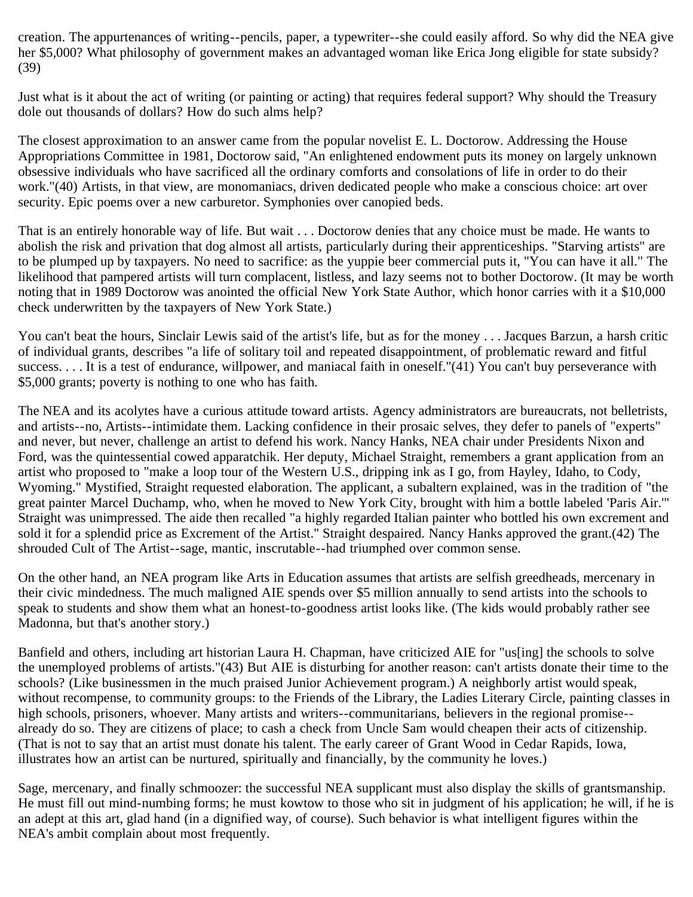creation. The appurtenances of writing--pencils, paper, a typewriter--she could easily afford. So why did the NEA give her $5,000? What philosophy of government makes an advantaged woman like Erica Jong eligible for state subsidy?(39)

Just what is it about the act of writing (or painting or acting) that requires federal support? Why should the Treasury dole out thousands of dollars? How do such alms help?

The closest approximation to an answer came from the popular novelist E. L. Doctorow. Addressing the House Appropriations Committee in 1981, Doctorow said, "An enlightened endowment puts its money on largely unknown obsessive individuals who have sacrificed all the ordinary comforts and consolations of life in order to do their work."(40) Artists, in that view, are monomaniacs, driven dedicated people who make a conscious choice: art over security. Epic poems over a new carburetor. Symphonies over canopied beds.

That is an entirely honorable way of life. But wait . . . Doctorow denies that any choice must be made. He wants to abolish the risk and privation that dog almost all artists, particularly during their apprenticeships. "Starving artists" are to be plumped up by taxpayers. No need to sacrifice: as the yuppie beer commercial puts it, "You can have it all." The likelihood that pampered artists will turn complacent, listless, and lazy seems not to bother Doctorow. (It may be worth noting that in 1989 Doctorow was anointed the official New York State Author, which honor carries with it a $10,000 check underwritten by the taxpayers of New York State.)

You can't beat the hours, Sinclair Lewis said of the artist's life, but as for the money . . . Jacques Barzun, a harsh critic of individual grants, describes "a life of solitary toil and repeated disappointment, of problematic reward and fitful success. . . . It is a test of endurance, willpower, and maniacal faith in oneself."(41) You can't buy perseverance with $5,000 grants; poverty is nothing to one who has faith.

The NEA and its acolytes have a curious attitude toward artists. Agency administrators are bureaucrats, not belletrists, and artists--no, Artists--intimidate them. Lacking confidence in their prosaic selves, they defer to panels of "experts" and never, but never, challenge an artist to defend his work. Nancy Hanks, NEA chair under Presidents Nixon and Ford, was the quintessential cowed apparatchik. Her deputy, Michael Straight, remembers a grant application from an artist who proposed to "make a loop tour of the Western U.S., dripping ink as I go, from Hayley, Idaho, to Cody, Wyoming." Mystified, Straight requested elaboration. The applicant, a subaltern explained, was in the tradition of "the great painter Marcel Duchamp, who, when he moved to New York City, brought with him a bottle labeled 'Paris Air.'" Straight was unimpressed. The aide then recalled "a highly regarded Italian painter who bottled his own excrement and sold it for a splendid price as Excrement of the Artist." Straight despaired. Nancy Hanks approved the grant.(42) The shrouded Cult of The Artist--sage, mantic, inscrutable--had triumphed over common sense.

On the other hand, an NEA program like Arts in Education assumes that artists are selfish greedheads, mercenary in their civic mindedness. The much maligned AIE spends over $5 million annually to send artists into the schools to speak to students and show them what an honest-to-goodness artist looks like. (The kids would probably rather see Madonna, but that's another story.)

Banfield and others, including art historian Laura H. Chapman, have criticized AIE for "us[ing] the schools to solve the unemployed problems of artists."(43) But AIE is disturbing for another reason: can't artists donate their time to the schools? (Like businessmen in the much praised Junior Achievement program.) A neighborly artist would speak, without recompense, to community groups: to the Friends of the Library, the Ladies Literary Circle, painting classes in high schools, prisoners, whoever. Many artists and writers--communitarians, believers in the regional promise--already do so. They are citizens of place; to cash a check from Uncle Sam would cheapen their acts of citizenship. (That is not to say that an artist must donate his talent. The early career of Grant Wood in Cedar Rapids, Iowa, illustrates how an artist can be nurtured, spiritually and financially, by the community he loves.)

Sage, mercenary, and finally schmoozer: the successful NEA supplicant must also display the skills of grantsmanship. He must fill out mind-numbing forms; he must kowtow to those who sit in judgment of his application; he will, if he is an adept at this art, glad hand (in a dignified way, of course). Such behavior is what intelligent figures within the NEA's ambit complain about most frequently.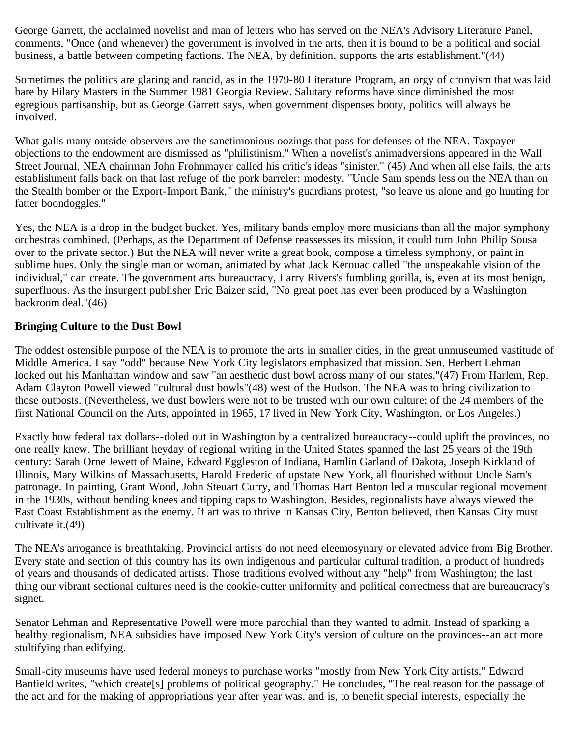George Garrett, the acclaimed novelist and man of letters who has served on the NEA's Advisory Literature Panel, comments, "Once (and whenever) the government is involved in the arts, then it is bound to be a political and social business, a battle between competing factions. The NEA, by definition, supports the arts establishment."(44)

Sometimes the politics are glaring and rancid, as in the 1979-80 Literature Program, an orgy of cronyism that was laid bare by Hilary Masters in the Summer 1981 Georgia Review. Salutary reforms have since diminished the most egregious partisanship, but as George Garrett says, when government dispenses booty, politics will always be involved.

What galls many outside observers are the sanctimonious oozings that pass for defenses of the NEA. Taxpayer objections to the endowment are dismissed as "philistinism." When a novelist's animadversions appeared in the Wall Street Journal, NEA chairman John Frohnmayer called his critic's ideas "sinister." (45) And when all else fails, the arts establishment falls back on that last refuge of the pork barreler: modesty. "Uncle Sam spends less on the NEA than on the Stealth bomber or the Export-Import Bank," the ministry's guardians protest, "so leave us alone and go hunting for fatter boondoggles."

Yes, the NEA is a drop in the budget bucket. Yes, military bands employ more musicians than all the major symphony orchestras combined. (Perhaps, as the Department of Defense reassesses its mission, it could turn John Philip Sousa over to the private sector.) But the NEA will never write a great book, compose a timeless symphony, or paint in sublime hues. Only the single man or woman, animated by what Jack Kerouac called "the unspeakable vision of the individual," can create. The government arts bureaucracy, Larry Rivers's fumbling gorilla, is, even at its most benign, superfluous. As the insurgent publisher Eric Baizer said, "No great poet has ever been produced by a Washington backroom deal."(46)

**Bringing Culture to the Dust Bowl**

The oddest ostensible purpose of the NEA is to promote the arts in smaller cities, in the great unmuseumed vastitude of Middle America. I say "odd" because New York City legislators emphasized that mission. Sen. Herbert Lehman looked out his Manhattan window and saw "an aesthetic dust bowl across many of our states."(47) From Harlem, Rep. Adam Clayton Powell viewed "cultural dust bowls"(48) west of the Hudson. The NEA was to bring civilization to those outposts. (Nevertheless, we dust bowlers were not to be trusted with our own culture; of the 24 members of the first National Council on the Arts, appointed in 1965, 17 lived in New York City, Washington, or Los Angeles.)

Exactly how federal tax dollars--doled out in Washington by a centralized bureaucracy--could uplift the provinces, no one really knew. The brilliant heyday of regional writing in the United States spanned the last 25 years of the 19th century: Sarah Orne Jewett of Maine, Edward Eggleston of Indiana, Hamlin Garland of Dakota, Joseph Kirkland of Illinois, Mary Wilkins of Massachusetts, Harold Frederic of upstate New York, all flourished without Uncle Sam's patronage. In painting, Grant Wood, John Steuart Curry, and Thomas Hart Benton led a muscular regional movement in the 1930s, without bending knees and tipping caps to Washington. Besides, regionalists have always viewed the East Coast Establishment as the enemy. If art was to thrive in Kansas City, Benton believed, then Kansas City must cultivate it.(49)

The NEA's arrogance is breathtaking. Provincial artists do not need eleemosynary or elevated advice from Big Brother. Every state and section of this country has its own indigenous and particular cultural tradition, a product of hundreds of years and thousands of dedicated artists. Those traditions evolved without any "help" from Washington; the last thing our vibrant sectional cultures need is the cookie-cutter uniformity and political correctness that are bureaucracy's signet.

Senator Lehman and Representative Powell were more parochial than they wanted to admit. Instead of sparking a healthy regionalism, NEA subsidies have imposed New York City's version of culture on the provinces--an act more stultifying than edifying.

Small-city museums have used federal moneys to purchase works "mostly from New York City artists," Edward Banfield writes, "which create[s] problems of political geography." He concludes, "The real reason for the passage of the act and for the making of appropriations year after year was, and is, to benefit special interests, especially the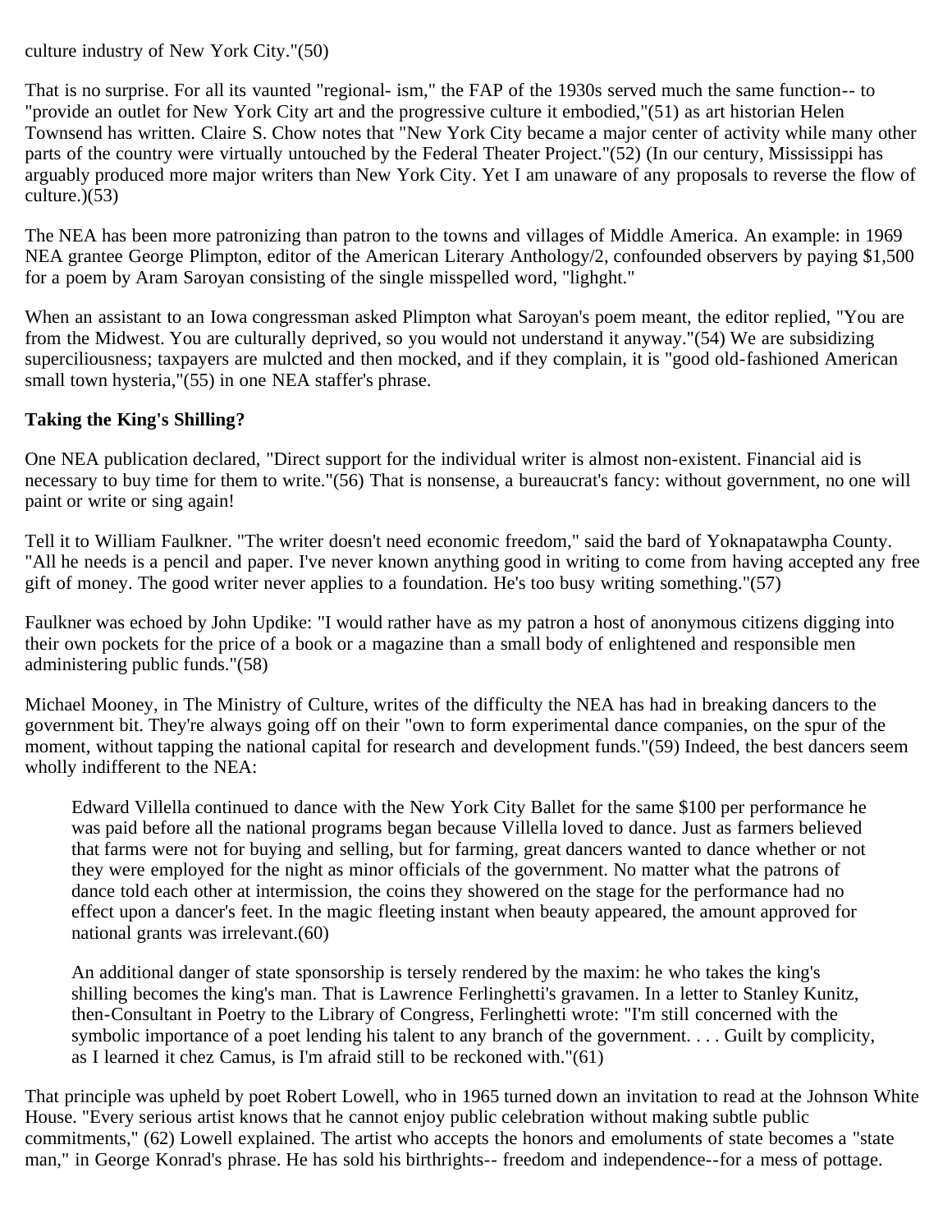culture industry of New York City."(50)

That is no surprise. For all its vaunted "regional- ism," the FAP of the 1930s served much the same function-- to "provide an outlet for New York City art and the progressive culture it embodied,"(51) as art historian Helen Townsend has written. Claire S. Chow notes that "New York City became a major center of activity while many other parts of the country were virtually untouched by the Federal Theater Project."(52) (In our century, Mississippi has arguably produced more major writers than New York City. Yet I am unaware of any proposals to reverse the flow of culture.)(53)

The NEA has been more patronizing than patron to the towns and villages of Middle America. An example: in 1969 NEA grantee George Plimpton, editor of the American Literary Anthology/2, confounded observers by paying $1,500 for a poem by Aram Saroyan consisting of the single misspelled word, "lighght."

When an assistant to an Iowa congressman asked Plimpton what Saroyan's poem meant, the editor replied, "You are from the Midwest. You are culturally deprived, so you would not understand it anyway."(54) We are subsidizing superciliousness; taxpayers are mulcted and then mocked, and if they complain, it is "good old-fashioned American small town hysteria,"(55) in one NEA staffer's phrase.

**Taking the King's Shilling?**

One NEA publication declared, "Direct support for the individual writer is almost non-existent. Financial aid is necessary to buy time for them to write."(56) That is nonsense, a bureaucrat's fancy: without government, no one will paint or write or sing again!

Tell it to William Faulkner. "The writer doesn't need economic freedom," said the bard of Yoknapatawpha County. "All he needs is a pencil and paper. I've never known anything good in writing to come from having accepted any free gift of money. The good writer never applies to a foundation. He's too busy writing something."(57)

Faulkner was echoed by John Updike: "I would rather have as my patron a host of anonymous citizens digging into their own pockets for the price of a book or a magazine than a small body of enlightened and responsible men administering public funds."(58)

Michael Mooney, in The Ministry of Culture, writes of the difficulty the NEA has had in breaking dancers to the government bit. They're always going off on their "own to form experimental dance companies, on the spur of the moment, without tapping the national capital for research and development funds."(59) Indeed, the best dancers seem wholly indifferent to the NEA:

> Edward Villella continued to dance with the New York City Ballet for the same $100 per performance he was paid before all the national programs began because Villella loved to dance. Just as farmers believed that farms were not for buying and selling, but for farming, great dancers wanted to dance whether or not they were employed for the night as minor officials of the government. No matter what the patrons of dance told each other at intermission, the coins they showered on the stage for the performance had no effect upon a dancer's feet. In the magic fleeting instant when beauty appeared, the amount approved for national grants was irrelevant.(60)

> An additional danger of state sponsorship is tersely rendered by the maxim: he who takes the king's shilling becomes the king's man. That is Lawrence Ferlinghetti's gravamen. In a letter to Stanley Kunitz, then-Consultant in Poetry to the Library of Congress, Ferlinghetti wrote: "I'm still concerned with the symbolic importance of a poet lending his talent to any branch of the government. . . . Guilt by complicity, as I learned it chez Camus, is I'm afraid still to be reckoned with."(61)

That principle was upheld by poet Robert Lowell, who in 1965 turned down an invitation to read at the Johnson White House. "Every serious artist knows that he cannot enjoy public celebration without making subtle public commitments," (62) Lowell explained. The artist who accepts the honors and emoluments of state becomes a "state man," in George Konrad's phrase. He has sold his birthrights-- freedom and independence--for a mess of pottage.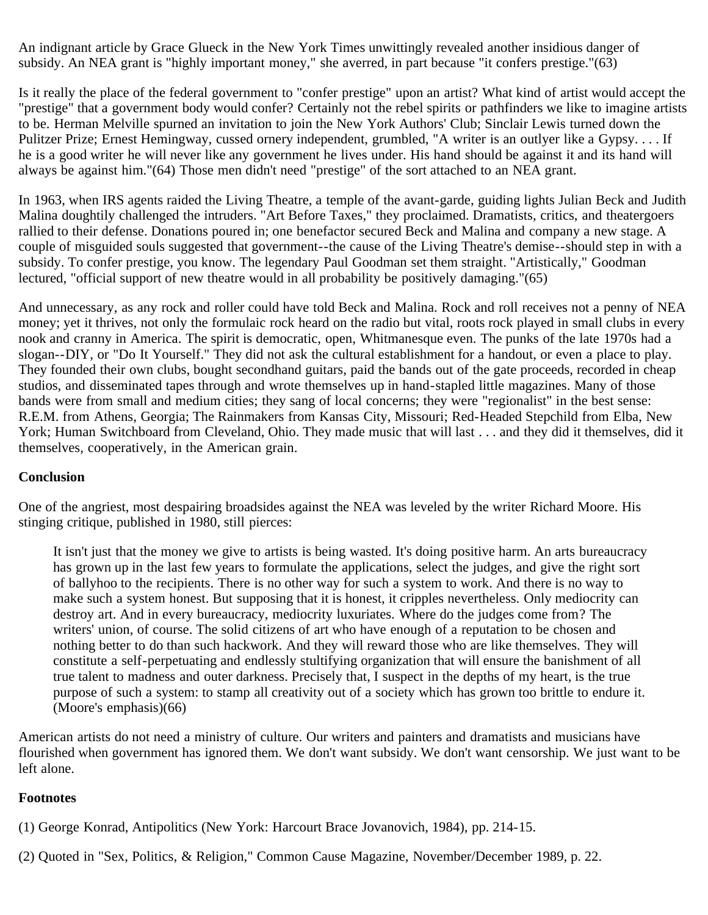An indignant article by Grace Glueck in the New York Times unwittingly revealed another insidious danger of subsidy. An NEA grant is "highly important money," she averred, in part because "it confers prestige."(63)

Is it really the place of the federal government to "confer prestige" upon an artist? What kind of artist would accept the "prestige" that a government body would confer? Certainly not the rebel spirits or pathfinders we like to imagine artists to be. Herman Melville spurned an invitation to join the New York Authors' Club; Sinclair Lewis turned down the Pulitzer Prize; Ernest Hemingway, cussed ornery independent, grumbled, "A writer is an outlyer like a Gypsy. . . . If he is a good writer he will never like any government he lives under. His hand should be against it and its hand will always be against him."(64) Those men didn't need "prestige" of the sort attached to an NEA grant.

In 1963, when IRS agents raided the Living Theatre, a temple of the avant-garde, guiding lights Julian Beck and Judith Malina doughtily challenged the intruders. "Art Before Taxes," they proclaimed. Dramatists, critics, and theatergoers rallied to their defense. Donations poured in; one benefactor secured Beck and Malina and company a new stage. A couple of misguided souls suggested that government--the cause of the Living Theatre's demise--should step in with a subsidy. To confer prestige, you know. The legendary Paul Goodman set them straight. "Artistically," Goodman lectured, "official support of new theatre would in all probability be positively damaging."(65)

And unnecessary, as any rock and roller could have told Beck and Malina. Rock and roll receives not a penny of NEA money; yet it thrives, not only the formulaic rock heard on the radio but vital, roots rock played in small clubs in every nook and cranny in America. The spirit is democratic, open, Whitmanesque even. The punks of the late 1970s had a slogan--DIY, or "Do It Yourself." They did not ask the cultural establishment for a handout, or even a place to play. They founded their own clubs, bought secondhand guitars, paid the bands out of the gate proceeds, recorded in cheap studios, and disseminated tapes through and wrote themselves up in hand-stapled little magazines. Many of those bands were from small and medium cities; they sang of local concerns; they were "regionalist" in the best sense: R.E.M. from Athens, Georgia; The Rainmakers from Kansas City, Missouri; Red-Headed Stepchild from Elba, New York; Human Switchboard from Cleveland, Ohio. They made music that will last . . . and they did it themselves, did it themselves, cooperatively, in the American grain.

**Conclusion**

One of the angriest, most despairing broadsides against the NEA was leveled by the writer Richard Moore. His stinging critique, published in 1980, still pierces:

> It isn't just that the money we give to artists is being wasted. It's doing positive harm. An arts bureaucracy has grown up in the last few years to formulate the applications, select the judges, and give the right sort of ballyhoo to the recipients. There is no other way for such a system to work. And there is no way to make such a system honest. But supposing that it is honest, it cripples nevertheless. Only mediocrity can destroy art. And in every bureaucracy, mediocrity luxuriates. Where do the judges come from? The writers' union, of course. The solid citizens of art who have enough of a reputation to be chosen and nothing better to do than such hackwork. And they will reward those who are like themselves. They will constitute a self-perpetuating and endlessly stultifying organization that will ensure the banishment of all true talent to madness and outer darkness. Precisely that, I suspect in the depths of my heart, is the true purpose of such a system: to stamp all creativity out of a society which has grown too brittle to endure it. (Moore's emphasis)(66)

American artists do not need a ministry of culture. Our writers and painters and dramatists and musicians have flourished when government has ignored them. We don't want subsidy. We don't want censorship. We just want to be left alone.

**Footnotes**

(1) George Konrad, Antipolitics (New York: Harcourt Brace Jovanovich, 1984), pp. 214-15.

(2) Quoted in "Sex, Politics, & Religion," Common Cause Magazine, November/December 1989, p. 22.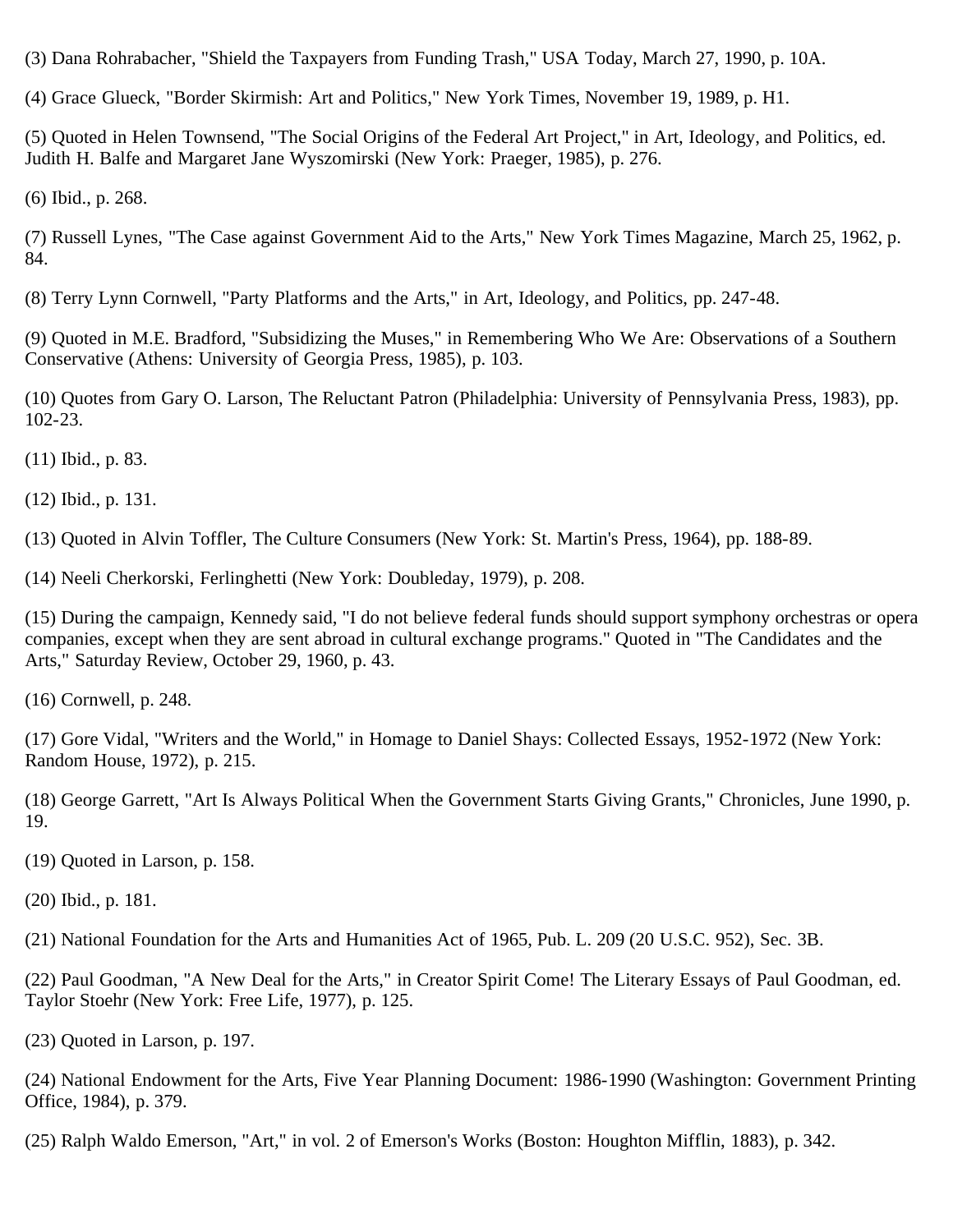(3) Dana Rohrabacher, "Shield the Taxpayers from Funding Trash," USA Today, March 27, 1990, p. 10A.

(4) Grace Glueck, "Border Skirmish: Art and Politics," New York Times, November 19, 1989, p. H1.

(5) Quoted in Helen Townsend, "The Social Origins of the Federal Art Project," in Art, Ideology, and Politics, ed. Judith H. Balfe and Margaret Jane Wyszomirski (New York: Praeger, 1985), p. 276.

(6) Ibid., p. 268.

(7) Russell Lynes, "The Case against Government Aid to the Arts," New York Times Magazine, March 25, 1962, p. 84.

(8) Terry Lynn Cornwell, "Party Platforms and the Arts," in Art, Ideology, and Politics, pp. 247-48.

(9) Quoted in M.E. Bradford, "Subsidizing the Muses," in Remembering Who We Are: Observations of a Southern Conservative (Athens: University of Georgia Press, 1985), p. 103.

(10) Quotes from Gary O. Larson, The Reluctant Patron (Philadelphia: University of Pennsylvania Press, 1983), pp. 102-23.

(11) Ibid., p. 83.

(12) Ibid., p. 131.

(13) Quoted in Alvin Toffler, The Culture Consumers (New York: St. Martin's Press, 1964), pp. 188-89.

(14) Neeli Cherkorski, Ferlinghetti (New York: Doubleday, 1979), p. 208.

(15) During the campaign, Kennedy said, "I do not believe federal funds should support symphony orchestras or opera companies, except when they are sent abroad in cultural exchange programs." Quoted in "The Candidates and the Arts," Saturday Review, October 29, 1960, p. 43.

(16) Cornwell, p. 248.

(17) Gore Vidal, "Writers and the World," in Homage to Daniel Shays: Collected Essays, 1952-1972 (New York: Random House, 1972), p. 215.

(18) George Garrett, "Art Is Always Political When the Government Starts Giving Grants," Chronicles, June 1990, p. 19.

(19) Quoted in Larson, p. 158.

(20) Ibid., p. 181.

(21) National Foundation for the Arts and Humanities Act of 1965, Pub. L. 209 (20 U.S.C. 952), Sec. 3B.

(22) Paul Goodman, "A New Deal for the Arts," in Creator Spirit Come! The Literary Essays of Paul Goodman, ed. Taylor Stoehr (New York: Free Life, 1977), p. 125.

(23) Quoted in Larson, p. 197.

(24) National Endowment for the Arts, Five Year Planning Document: 1986-1990 (Washington: Government Printing Office, 1984), p. 379.

(25) Ralph Waldo Emerson, "Art," in vol. 2 of Emerson's Works (Boston: Houghton Mifflin, 1883), p. 342.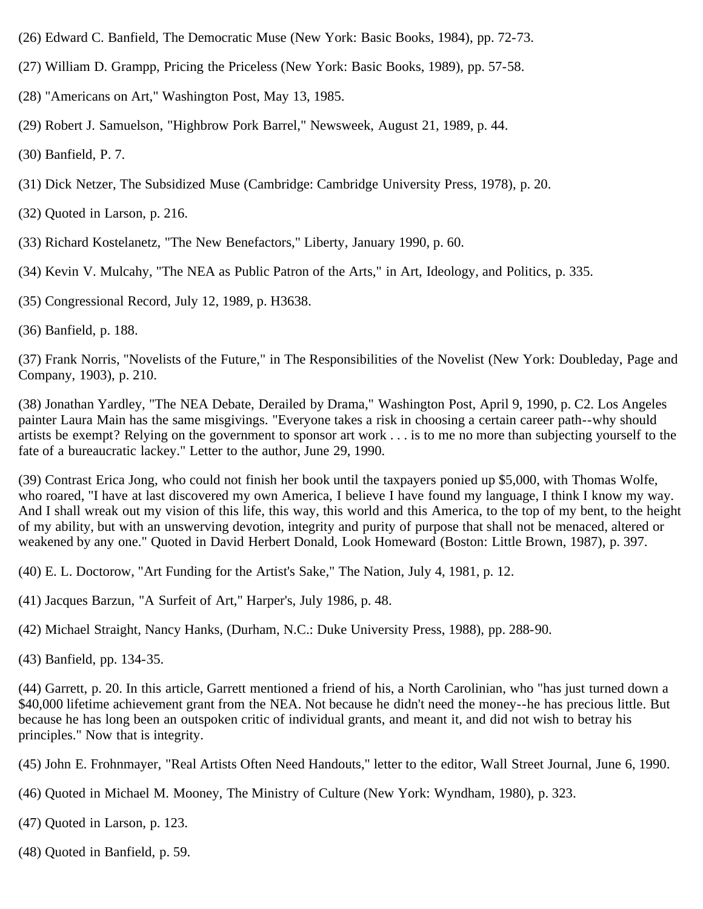(26) Edward C. Banfield, The Democratic Muse (New York: Basic Books, 1984), pp. 72-73.

(27) William D. Grampp, Pricing the Priceless (New York: Basic Books, 1989), pp. 57-58.

(28) "Americans on Art," Washington Post, May 13, 1985.

(29) Robert J. Samuelson, "Highbrow Pork Barrel," Newsweek, August 21, 1989, p. 44.

(30) Banfield, P. 7.

(31) Dick Netzer, The Subsidized Muse (Cambridge: Cambridge University Press, 1978), p. 20.

(32) Quoted in Larson, p. 216.

(33) Richard Kostelanetz, "The New Benefactors," Liberty, January 1990, p. 60.

(34) Kevin V. Mulcahy, "The NEA as Public Patron of the Arts," in Art, Ideology, and Politics, p. 335.

(35) Congressional Record, July 12, 1989, p. H3638.

(36) Banfield, p. 188.

(37) Frank Norris, "Novelists of the Future," in The Responsibilities of the Novelist (New York: Doubleday, Page and Company, 1903), p. 210.

(38) Jonathan Yardley, "The NEA Debate, Derailed by Drama," Washington Post, April 9, 1990, p. C2. Los Angeles painter Laura Main has the same misgivings. "Everyone takes a risk in choosing a certain career path--why should artists be exempt? Relying on the government to sponsor art work . . . is to me no more than subjecting yourself to the fate of a bureaucratic lackey." Letter to the author, June 29, 1990.

(39) Contrast Erica Jong, who could not finish her book until the taxpayers ponied up $5,000, with Thomas Wolfe, who roared, "I have at last discovered my own America, I believe I have found my language, I think I know my way. And I shall wreak out my vision of this life, this way, this world and this America, to the top of my bent, to the height of my ability, but with an unswerving devotion, integrity and purity of purpose that shall not be menaced, altered or weakened by any one." Quoted in David Herbert Donald, Look Homeward (Boston: Little Brown, 1987), p. 397.

(40) E. L. Doctorow, "Art Funding for the Artist's Sake," The Nation, July 4, 1981, p. 12.

(41) Jacques Barzun, "A Surfeit of Art," Harper's, July 1986, p. 48.

(42) Michael Straight, Nancy Hanks, (Durham, N.C.: Duke University Press, 1988), pp. 288-90.

(43) Banfield, pp. 134-35.

(44) Garrett, p. 20. In this article, Garrett mentioned a friend of his, a North Carolinian, who "has just turned down a $40,000 lifetime achievement grant from the NEA. Not because he didn't need the money--he has precious little. But because he has long been an outspoken critic of individual grants, and meant it, and did not wish to betray his principles." Now that is integrity.

(45) John E. Frohnmayer, "Real Artists Often Need Handouts," letter to the editor, Wall Street Journal, June 6, 1990.

(46) Quoted in Michael M. Mooney, The Ministry of Culture (New York: Wyndham, 1980), p. 323.

(47) Quoted in Larson, p. 123.

(48) Quoted in Banfield, p. 59.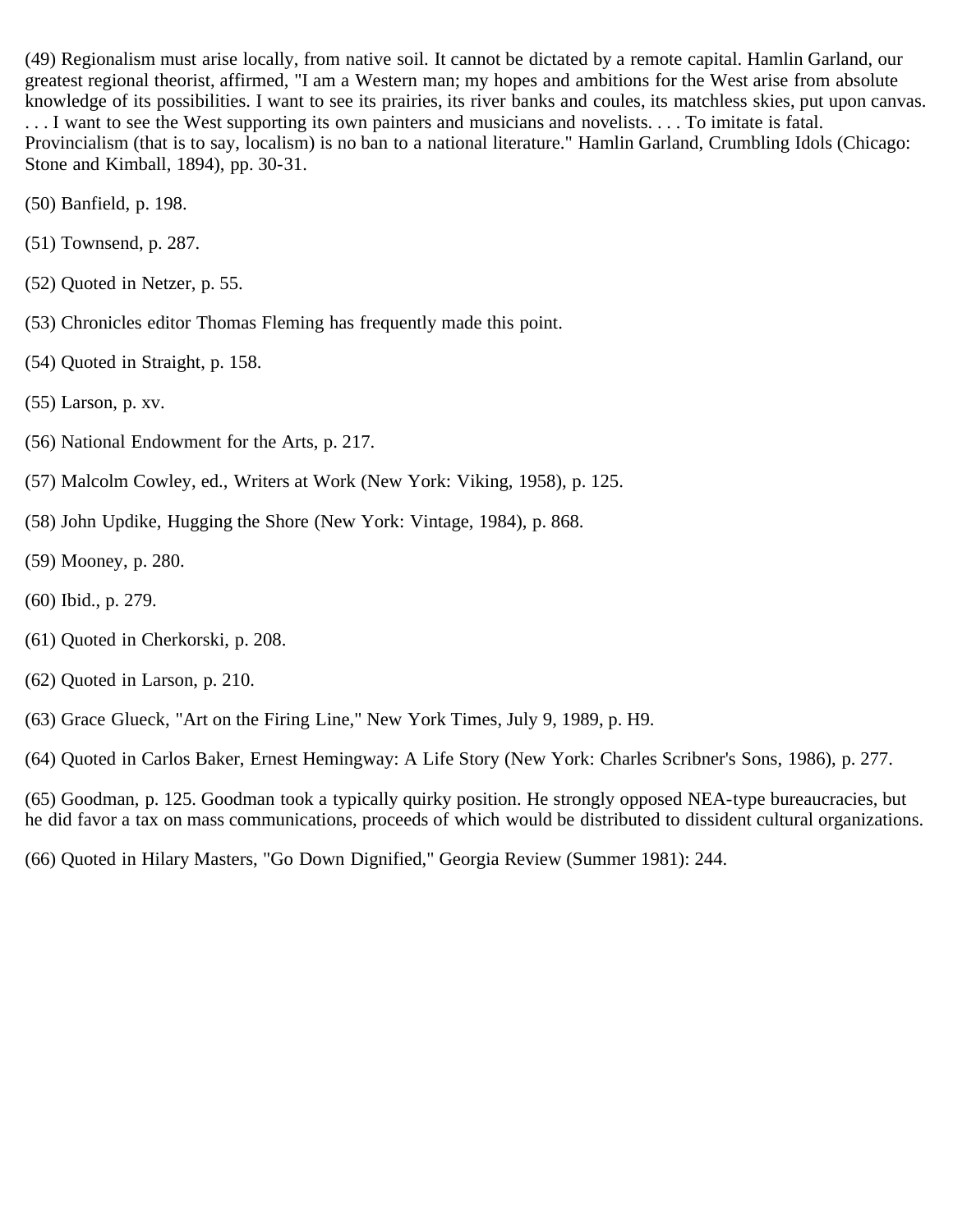(49) Regionalism must arise locally, from native soil. It cannot be dictated by a remote capital. Hamlin Garland, our greatest regional theorist, affirmed, "I am a Western man; my hopes and ambitions for the West arise from absolute knowledge of its possibilities. I want to see its prairies, its river banks and coules, its matchless skies, put upon canvas. . . . I want to see the West supporting its own painters and musicians and novelists. . . . To imitate is fatal. Provincialism (that is to say, localism) is no ban to a national literature." Hamlin Garland, Crumbling Idols (Chicago: Stone and Kimball, 1894), pp. 30-31.

(50) Banfield, p. 198.

(51) Townsend, p. 287.

(52) Quoted in Netzer, p. 55.

(53) Chronicles editor Thomas Fleming has frequently made this point.

(54) Quoted in Straight, p. 158.

(55) Larson, p. xv.

(56) National Endowment for the Arts, p. 217.

(57) Malcolm Cowley, ed., Writers at Work (New York: Viking, 1958), p. 125.

(58) John Updike, Hugging the Shore (New York: Vintage, 1984), p. 868.

(59) Mooney, p. 280.

(60) Ibid., p. 279.

(61) Quoted in Cherkorski, p. 208.

(62) Quoted in Larson, p. 210.

(63) Grace Glueck, "Art on the Firing Line," New York Times, July 9, 1989, p. H9.

(64) Quoted in Carlos Baker, Ernest Hemingway: A Life Story (New York: Charles Scribner's Sons, 1986), p. 277.

(65) Goodman, p. 125. Goodman took a typically quirky position. He strongly opposed NEA-type bureaucracies, but he did favor a tax on mass communications, proceeds of which would be distributed to dissident cultural organizations.

(66) Quoted in Hilary Masters, "Go Down Dignified," Georgia Review (Summer 1981): 244.